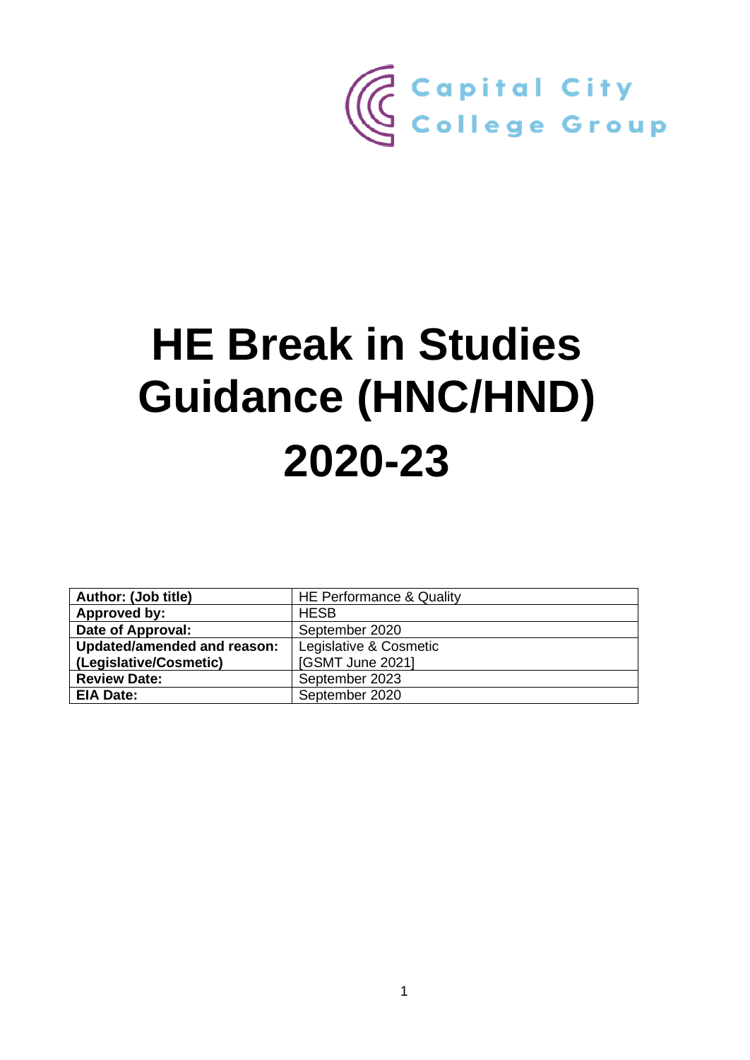Capital City College Group

# HE Break in Studies Guidance (HNC/HND) 2020-23

| **Author: (Job title)** | HE Performance & Quality |
|---|---|
| **Approved by:** | HESB |
| **Date of Approval:** | September 2020 |
| **Updated/amended and reason: (Legislative/Cosmetic)** | Legislative & Cosmetic [GSMT June 2021] |
| **Review Date:** | September 2023 |
| **EIA Date:** | September 2020 |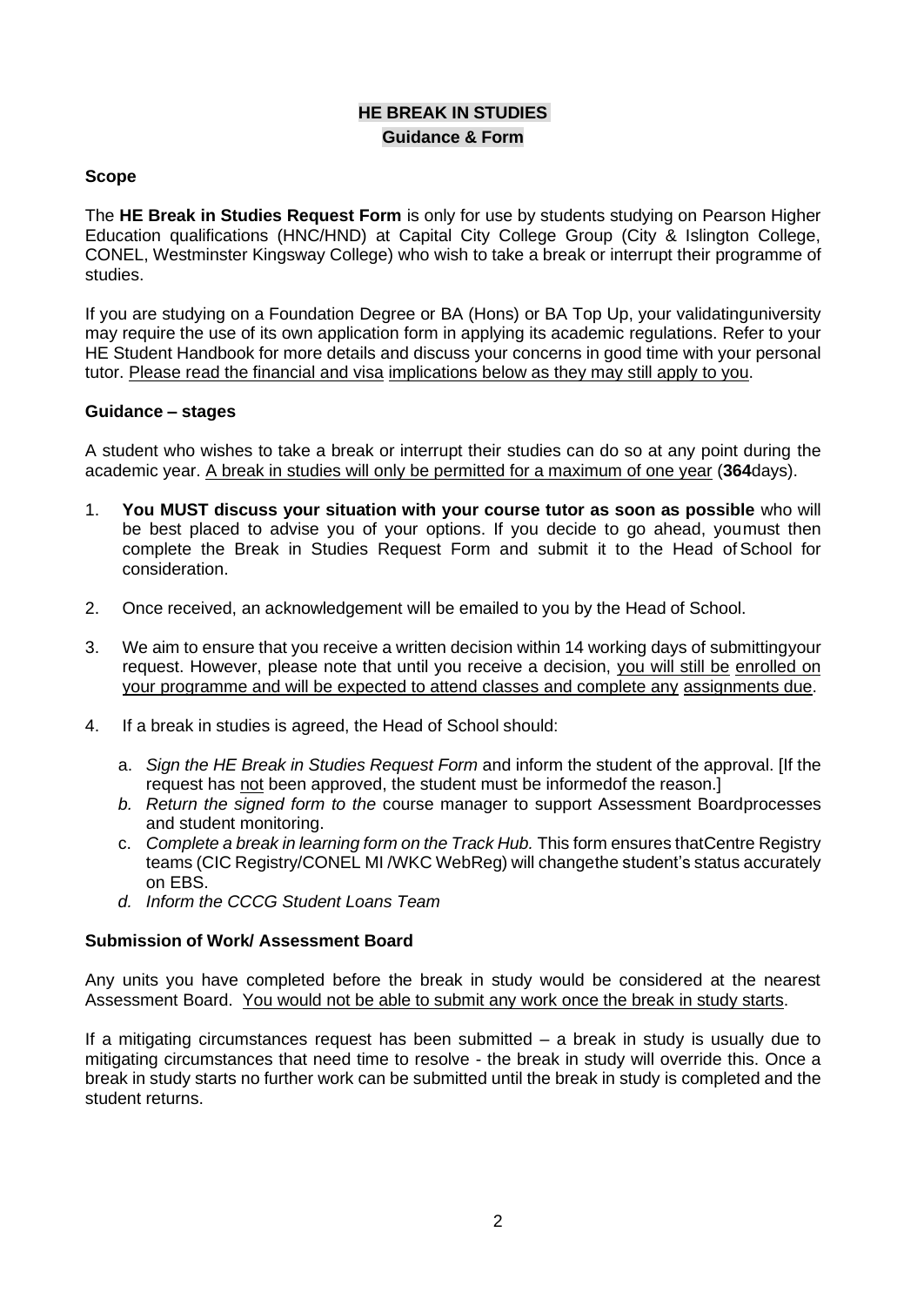# HE BREAK IN STUDIES

## Guidance & Form

### Scope

The **HE Break in Studies Request Form** is only for use by students studying on Pearson Higher Education qualifications (HNC/HND) at Capital City College Group (City & Islington College, CONEL, Westminster Kingsway College) who wish to take a break or interrupt their programme of studies.

If you are studying on a Foundation Degree or BA (Hons) or BA Top Up, your validatinguniversity may require the use of its own application form in applying its academic regulations. Refer to your HE Student Handbook for more details and discuss your concerns in good time with your personal tutor. Please read the financial and visa implications below as they may still apply to you.

### Guidance – stages

A student who wishes to take a break or interrupt their studies can do so at any point during the academic year. A break in studies will only be permitted for a maximum of one year (**364**days).

1. **You MUST discuss your situation with your course tutor as soon as possible** who will be best placed to advise you of your options. If you decide to go ahead, youmust then complete the Break in Studies Request Form and submit it to the Head of School for consideration.
2. Once received, an acknowledgement will be emailed to you by the Head of School.
3. We aim to ensure that you receive a written decision within 14 working days of submittingyour request. However, please note that until you receive a decision, you will still be enrolled on your programme and will be expected to attend classes and complete any assignments due.
4. If a break in studies is agreed, the Head of School should:
   a. *Sign the HE Break in Studies Request Form* and inform the student of the approval. [If the request has not been approved, the student must be informedof the reason.]
   b. *Return the signed form to the* course manager to support Assessment Boardprocesses and student monitoring.
   c. *Complete a break in learning form on the Track Hub.* This form ensures thatCentre Registry teams (CIC Registry/CONEL MI /WKC WebReg) will changethe student's status accurately on EBS.
   d. *Inform the CCCG Student Loans Team*

### Submission of Work/ Assessment Board

Any units you have completed before the break in study would be considered at the nearest Assessment Board. You would not be able to submit any work once the break in study starts.

If a mitigating circumstances request has been submitted – a break in study is usually due to mitigating circumstances that need time to resolve - the break in study will override this. Once a break in study starts no further work can be submitted until the break in study is completed and the student returns.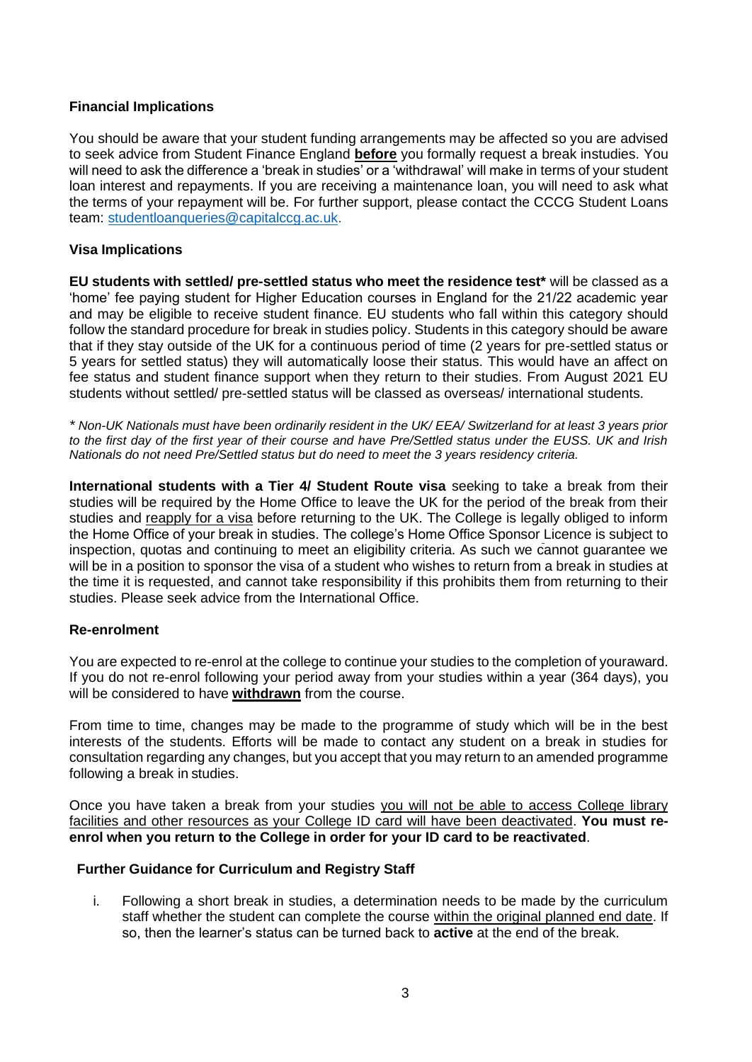### Financial Implications

You should be aware that your student funding arrangements may be affected so you are advised to seek advice from Student Finance England **before** you formally request a break instudies. You will need to ask the difference a 'break in studies' or a 'withdrawal' will make in terms of your student loan interest and repayments. If you are receiving a maintenance loan, you will need to ask what the terms of your repayment will be. For further support, please contact the CCCG Student Loans team: studentloanqueries@capitalccg.ac.uk.

### Visa Implications

**EU students with settled/ pre-settled status who meet the residence test*** will be classed as a 'home' fee paying student for Higher Education courses in England for the 21/22 academic year and may be eligible to receive student finance. EU students who fall within this category should follow the standard procedure for break in studies policy. Students in this category should be aware that if they stay outside of the UK for a continuous period of time (2 years for pre-settled status or 5 years for settled status) they will automatically loose their status. This would have an affect on fee status and student finance support when they return to their studies. From August 2021 EU students without settled/ pre-settled status will be classed as overseas/ international students.

*\* Non-UK Nationals must have been ordinarily resident in the UK/ EEA/ Switzerland for at least 3 years prior to the first day of the first year of their course and have Pre/Settled status under the EUSS. UK and Irish Nationals do not need Pre/Settled status but do need to meet the 3 years residency criteria.*

**International students with a Tier 4/ Student Route visa** seeking to take a break from their studies will be required by the Home Office to leave the UK for the period of the break from their studies and reapply for a visa before returning to the UK. The College is legally obliged to inform the Home Office of your break in studies. The college's Home Office Sponsor Licence is subject to inspection, quotas and continuing to meet an eligibility criteria. As such we cannot guarantee we will be in a position to sponsor the visa of a student who wishes to return from a break in studies at the time it is requested, and cannot take responsibility if this prohibits them from returning to their studies. Please seek advice from the International Office.

### Re-enrolment

You are expected to re-enrol at the college to continue your studies to the completion of youraward. If you do not re-enrol following your period away from your studies within a year (364 days), you will be considered to have **withdrawn** from the course.

From time to time, changes may be made to the programme of study which will be in the best interests of the students. Efforts will be made to contact any student on a break in studies for consultation regarding any changes, but you accept that you may return to an amended programme following a break in studies.

Once you have taken a break from your studies you will not be able to access College library facilities and other resources as your College ID card will have been deactivated. **You must re-enrol when you return to the College in order for your ID card to be reactivated**.

### Further Guidance for Curriculum and Registry Staff

i. Following a short break in studies, a determination needs to be made by the curriculum staff whether the student can complete the course within the original planned end date. If so, then the learner's status can be turned back to **active** at the end of the break.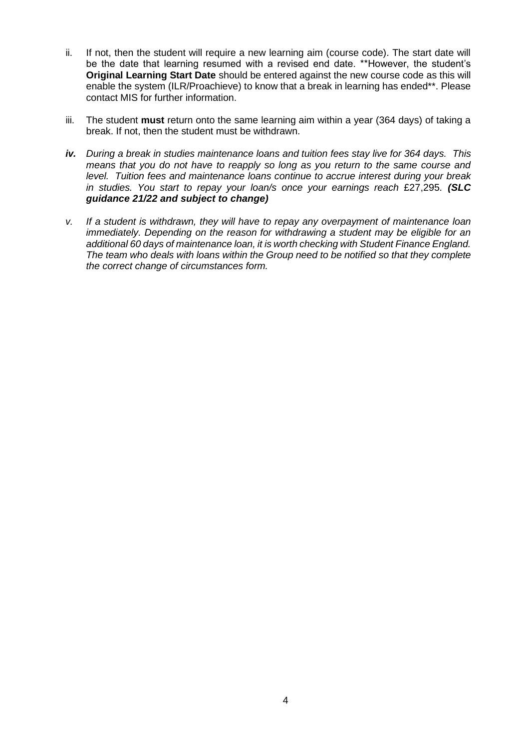ii. If not, then the student will require a new learning aim (course code). The start date will be the date that learning resumed with a revised end date. **However, the student's **Original Learning Start Date** should be entered against the new course code as this will enable the system (ILR/Proachieve) to know that a break in learning has ended**. Please contact MIS for further information.

iii. The student **must** return onto the same learning aim within a year (364 days) of taking a break. If not, then the student must be withdrawn.

***iv.*** *During a break in studies maintenance loans and tuition fees stay live for 364 days. This means that you do not have to reapply so long as you return to the same course and level. Tuition fees and maintenance loans continue to accrue interest during your break in studies. You start to repay your loan/s once your earnings reach* £27,295. ***(SLC guidance 21/22 and subject to change)***

*v. If a student is withdrawn, they will have to repay any overpayment of maintenance loan immediately. Depending on the reason for withdrawing a student may be eligible for an additional 60 days of maintenance loan, it is worth checking with Student Finance England. The team who deals with loans within the Group need to be notified so that they complete the correct change of circumstances form.*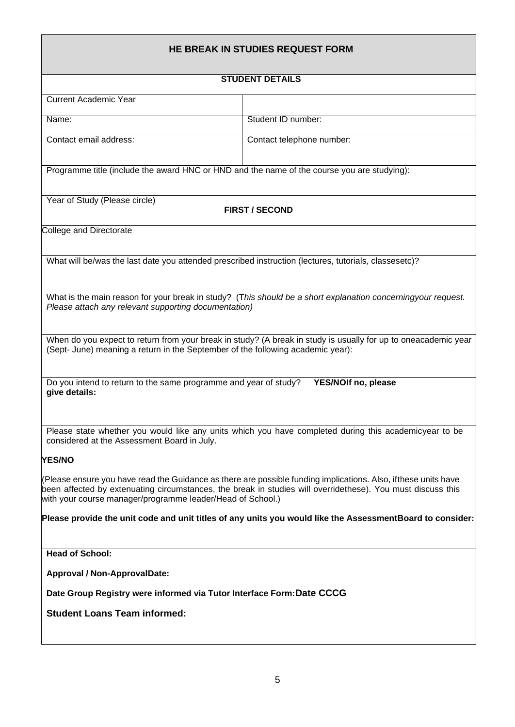# HE BREAK IN STUDIES REQUEST FORM

## STUDENT DETAILS

| | |
|---|---|
| Current Academic Year | |
| Name: | Student ID number: |
| Contact email address: | Contact telephone number: |

Programme title (include the award HNC or HND and the name of the course you are studying):

Year of Study (Please circle) **FIRST / SECOND**

College and Directorate

What will be/was the last date you attended prescribed instruction (lectures, tutorials, classesetc)?

What is the main reason for your break in study? (T*his should be a short explanation concerningyour request. Please attach any relevant supporting documentation)*

When do you expect to return from your break in study? (A break in study is usually for up to oneacademic year (Sept- June) meaning a return in the September of the following academic year):

Do you intend to return to the same programme and year of study? **YES/NOIf no, please give details:**

Please state whether you would like any units which you have completed during this academicyear to be considered at the Assessment Board in July.

**YES/NO**

(Please ensure you have read the Guidance as there are possible funding implications. Also, ifthese units have been affected by extenuating circumstances, the break in studies will overridethese). You must discuss this with your course manager/programme leader/Head of School.)

**Please provide the unit code and unit titles of any units you would like the AssessmentBoard to consider:**

**Head of School:**

**Approval / Non-ApprovalDate:**

**Date Group Registry were informed via Tutor Interface Form:Date CCCG**

**Student Loans Team informed:**